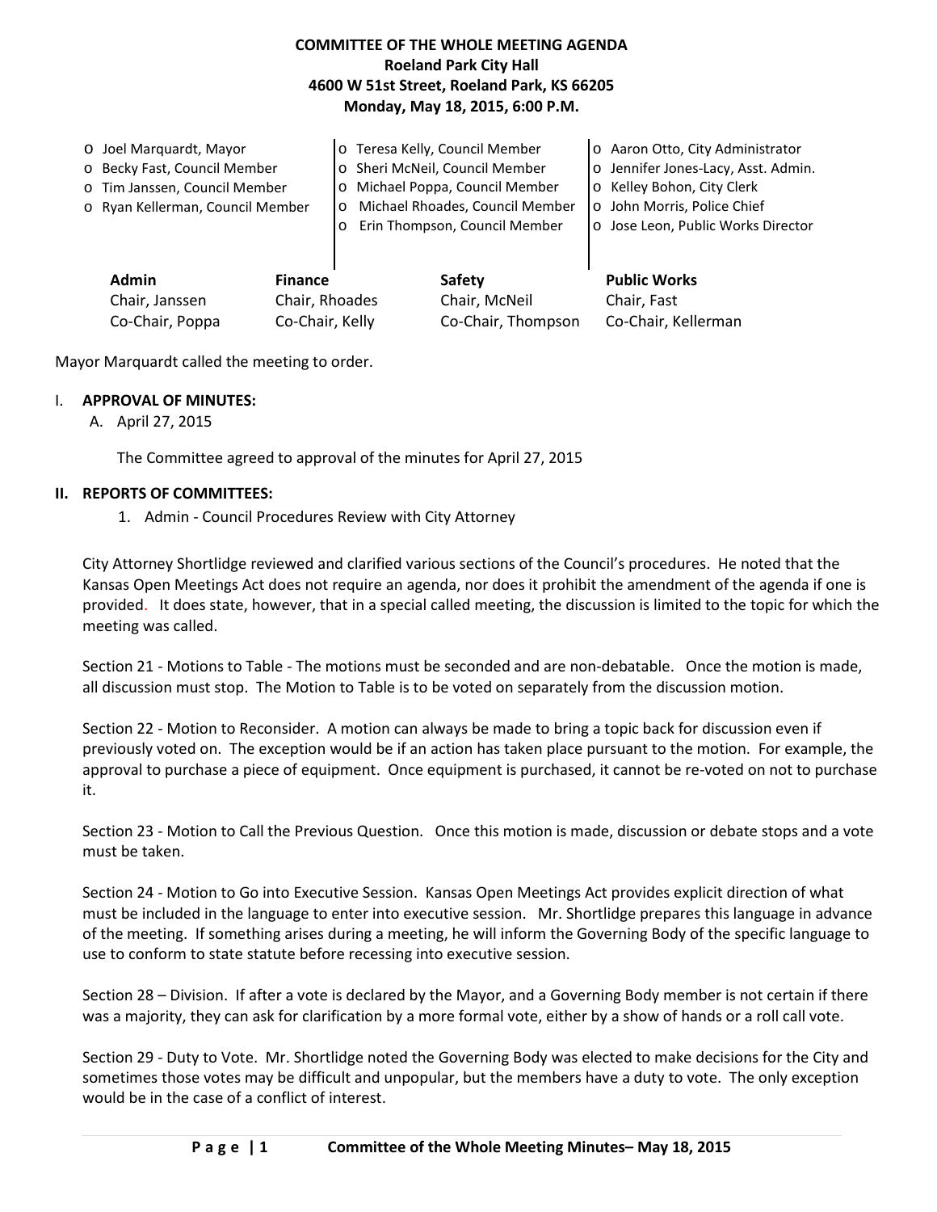**COMMITTEE OF THE WHOLE MEETING AGENDA**
**Roeland Park City Hall**
**4600 W 51st Street, Roeland Park, KS 66205**
**Monday, May 18, 2015, 6:00 P.M.**

- o Joel Marquardt, Mayor
- o Becky Fast, Council Member
- o Tim Janssen, Council Member
- o Ryan Kellerman, Council Member
- o Teresa Kelly, Council Member
- o Sheri McNeil, Council Member
- o Michael Poppa, Council Member
- o Michael Rhoades, Council Member
- o Erin Thompson, Council Member
- o Aaron Otto, City Administrator
- o Jennifer Jones-Lacy, Asst. Admin.
- o Kelley Bohon, City Clerk
- o John Morris, Police Chief
- o Jose Leon, Public Works Director

| **Admin** | **Finance** | **Safety** | **Public Works** |
|---|---|---|---|
| Chair, Janssen | Chair, Rhoades | Chair, McNeil | Chair, Fast |
| Co-Chair, Poppa | Co-Chair, Kelly | Co-Chair, Thompson | Co-Chair, Kellerman |

Mayor Marquardt called the meeting to order.

I. **APPROVAL OF MINUTES:**

A. April 27, 2015

The Committee agreed to approval of the minutes for April 27, 2015

**II. REPORTS OF COMMITTEES:**

1. Admin - Council Procedures Review with City Attorney

City Attorney Shortlidge reviewed and clarified various sections of the Council's procedures. He noted that the Kansas Open Meetings Act does not require an agenda, nor does it prohibit the amendment of the agenda if one is provided. It does state, however, that in a special called meeting, the discussion is limited to the topic for which the meeting was called.

Section 21 - Motions to Table - The motions must be seconded and are non-debatable. Once the motion is made, all discussion must stop. The Motion to Table is to be voted on separately from the discussion motion.

Section 22 - Motion to Reconsider. A motion can always be made to bring a topic back for discussion even if previously voted on. The exception would be if an action has taken place pursuant to the motion. For example, the approval to purchase a piece of equipment. Once equipment is purchased, it cannot be re-voted on not to purchase it.

Section 23 - Motion to Call the Previous Question. Once this motion is made, discussion or debate stops and a vote must be taken.

Section 24 - Motion to Go into Executive Session. Kansas Open Meetings Act provides explicit direction of what must be included in the language to enter into executive session. Mr. Shortlidge prepares this language in advance of the meeting. If something arises during a meeting, he will inform the Governing Body of the specific language to use to conform to state statute before recessing into executive session.

Section 28 – Division. If after a vote is declared by the Mayor, and a Governing Body member is not certain if there was a majority, they can ask for clarification by a more formal vote, either by a show of hands or a roll call vote.

Section 29 - Duty to Vote. Mr. Shortlidge noted the Governing Body was elected to make decisions for the City and sometimes those votes may be difficult and unpopular, but the members have a duty to vote. The only exception would be in the case of a conflict of interest.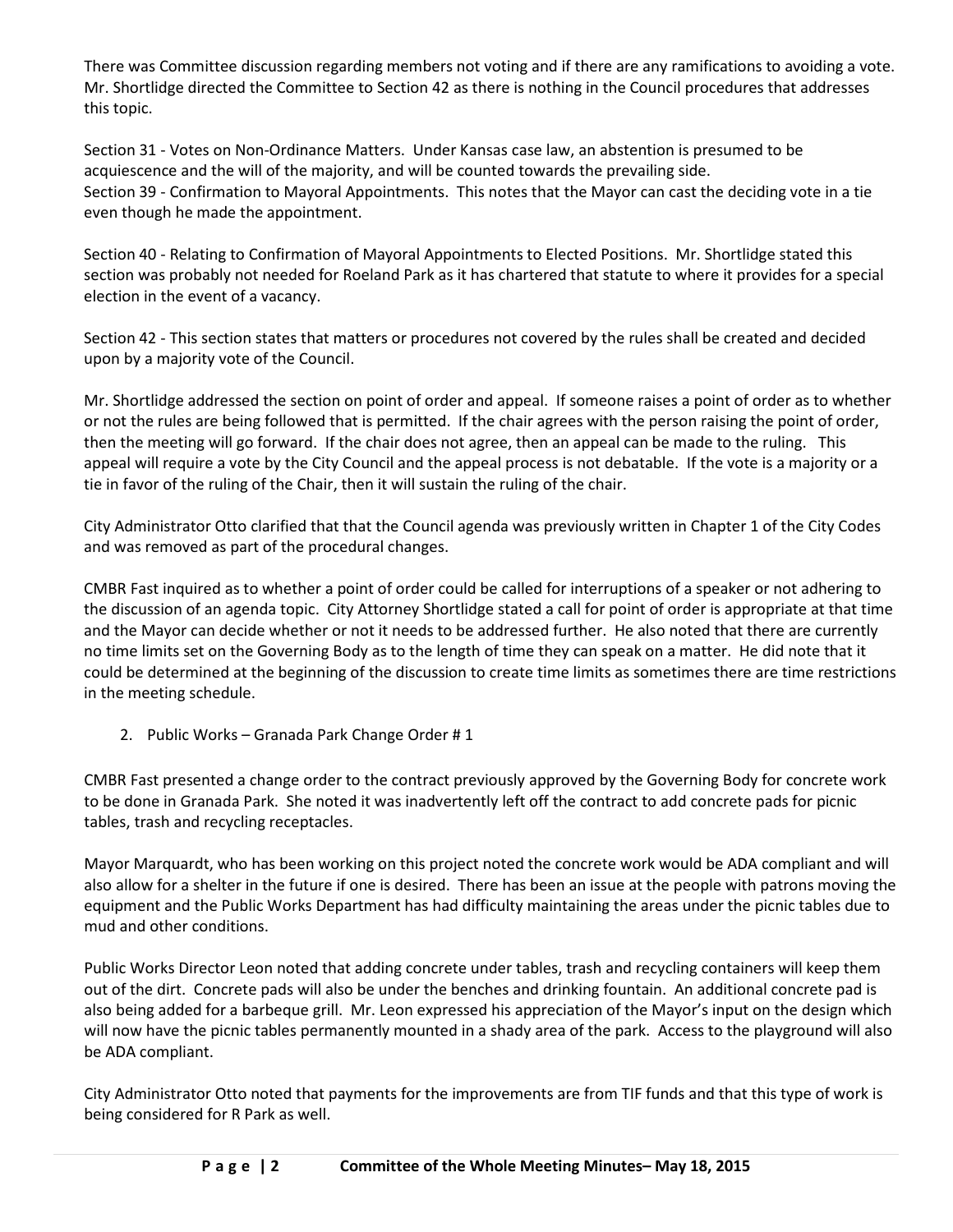There was Committee discussion regarding members not voting and if there are any ramifications to avoiding a vote. Mr. Shortlidge directed the Committee to Section 42 as there is nothing in the Council procedures that addresses this topic.

Section 31 - Votes on Non-Ordinance Matters. Under Kansas case law, an abstention is presumed to be acquiescence and the will of the majority, and will be counted towards the prevailing side.
Section 39 - Confirmation to Mayoral Appointments. This notes that the Mayor can cast the deciding vote in a tie even though he made the appointment.

Section 40 - Relating to Confirmation of Mayoral Appointments to Elected Positions. Mr. Shortlidge stated this section was probably not needed for Roeland Park as it has chartered that statute to where it provides for a special election in the event of a vacancy.

Section 42 - This section states that matters or procedures not covered by the rules shall be created and decided upon by a majority vote of the Council.

Mr. Shortlidge addressed the section on point of order and appeal. If someone raises a point of order as to whether or not the rules are being followed that is permitted. If the chair agrees with the person raising the point of order, then the meeting will go forward. If the chair does not agree, then an appeal can be made to the ruling. This appeal will require a vote by the City Council and the appeal process is not debatable. If the vote is a majority or a tie in favor of the ruling of the Chair, then it will sustain the ruling of the chair.

City Administrator Otto clarified that that the Council agenda was previously written in Chapter 1 of the City Codes and was removed as part of the procedural changes.

CMBR Fast inquired as to whether a point of order could be called for interruptions of a speaker or not adhering to the discussion of an agenda topic. City Attorney Shortlidge stated a call for point of order is appropriate at that time and the Mayor can decide whether or not it needs to be addressed further. He also noted that there are currently no time limits set on the Governing Body as to the length of time they can speak on a matter. He did note that it could be determined at the beginning of the discussion to create time limits as sometimes there are time restrictions in the meeting schedule.

2. Public Works – Granada Park Change Order # 1

CMBR Fast presented a change order to the contract previously approved by the Governing Body for concrete work to be done in Granada Park. She noted it was inadvertently left off the contract to add concrete pads for picnic tables, trash and recycling receptacles.

Mayor Marquardt, who has been working on this project noted the concrete work would be ADA compliant and will also allow for a shelter in the future if one is desired. There has been an issue at the people with patrons moving the equipment and the Public Works Department has had difficulty maintaining the areas under the picnic tables due to mud and other conditions.

Public Works Director Leon noted that adding concrete under tables, trash and recycling containers will keep them out of the dirt. Concrete pads will also be under the benches and drinking fountain. An additional concrete pad is also being added for a barbeque grill. Mr. Leon expressed his appreciation of the Mayor's input on the design which will now have the picnic tables permanently mounted in a shady area of the park. Access to the playground will also be ADA compliant.

City Administrator Otto noted that payments for the improvements are from TIF funds and that this type of work is being considered for R Park as well.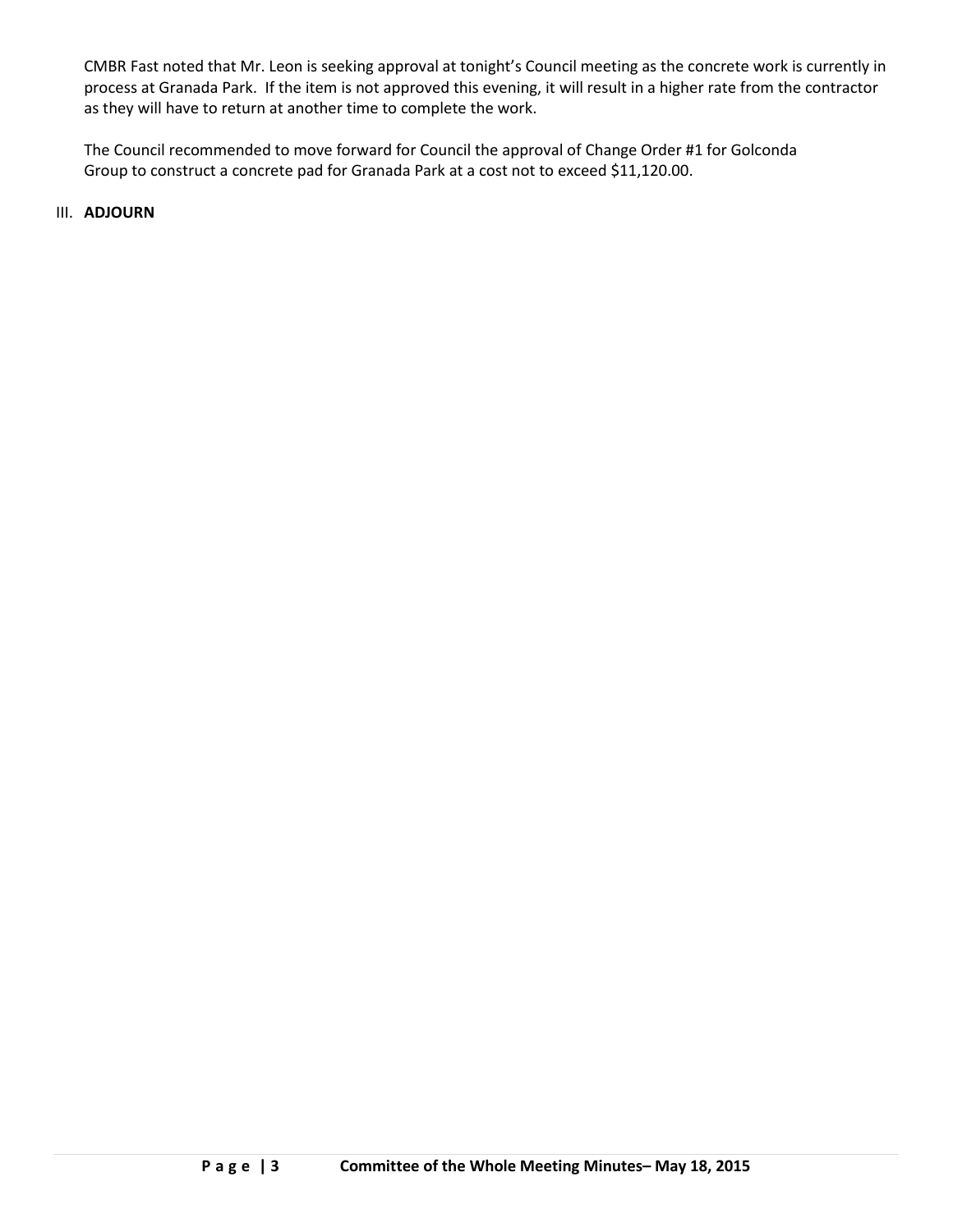CMBR Fast noted that Mr. Leon is seeking approval at tonight's Council meeting as the concrete work is currently in process at Granada Park. If the item is not approved this evening, it will result in a higher rate from the contractor as they will have to return at another time to complete the work.

The Council recommended to move forward for Council the approval of Change Order #1 for Golconda Group to construct a concrete pad for Granada Park at a cost not to exceed $11,120.00.

III. **ADJOURN**